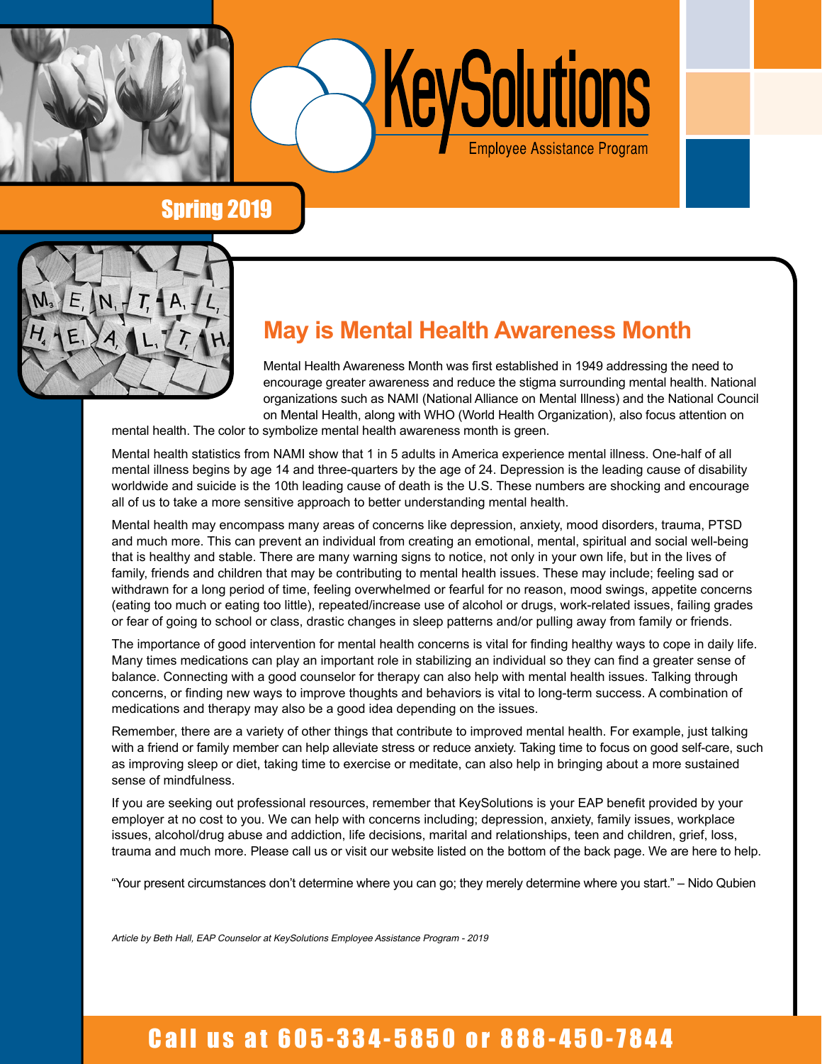KeySolutions

Employee Assistance Program

Spring 2019

## May is Mental Health Awareness Month

Mental Health Awareness Month was first established in 1949 addressing the need to encourage greater awareness and reduce the stigma surrounding mental health. National organizations such as NAMI (National Alliance on Mental Illness) and the National Council on Mental Health, along with WHO (World Health Organization), also focus attention on mental health. The color to symbolize mental health awareness month is green.

Mental health statistics from NAMI show that 1 in 5 adults in America experience mental illness. One-half of all mental illness begins by age 14 and three-quarters by the age of 24. Depression is the leading cause of disability worldwide and suicide is the 10th leading cause of death is the U.S. These numbers are shocking and encourage all of us to take a more sensitive approach to better understanding mental health.

Mental health may encompass many areas of concerns like depression, anxiety, mood disorders, trauma, PTSD and much more. This can prevent an individual from creating an emotional, mental, spiritual and social well-being that is healthy and stable. There are many warning signs to notice, not only in your own life, but in the lives of family, friends and children that may be contributing to mental health issues. These may include; feeling sad or withdrawn for a long period of time, feeling overwhelmed or fearful for no reason, mood swings, appetite concerns (eating too much or eating too little), repeated/increase use of alcohol or drugs, work-related issues, failing grades or fear of going to school or class, drastic changes in sleep patterns and/or pulling away from family or friends.

The importance of good intervention for mental health concerns is vital for finding healthy ways to cope in daily life. Many times medications can play an important role in stabilizing an individual so they can find a greater sense of balance. Connecting with a good counselor for therapy can also help with mental health issues. Talking through concerns, or finding new ways to improve thoughts and behaviors is vital to long-term success. A combination of medications and therapy may also be a good idea depending on the issues.

Remember, there are a variety of other things that contribute to improved mental health. For example, just talking with a friend or family member can help alleviate stress or reduce anxiety. Taking time to focus on good self-care, such as improving sleep or diet, taking time to exercise or meditate, can also help in bringing about a more sustained sense of mindfulness.

If you are seeking out professional resources, remember that KeySolutions is your EAP benefit provided by your employer at no cost to you. We can help with concerns including; depression, anxiety, family issues, workplace issues, alcohol/drug abuse and addiction, life decisions, marital and relationships, teen and children, grief, loss, trauma and much more. Please call us or visit our website listed on the bottom of the back page. We are here to help.

"Your present circumstances don't determine where you can go; they merely determine where you start." – Nido Qubien

*Article by Beth Hall, EAP Counselor at KeySolutions Employee Assistance Program - 2019*

**Call us at 605-334-5850 or 888-450-7844**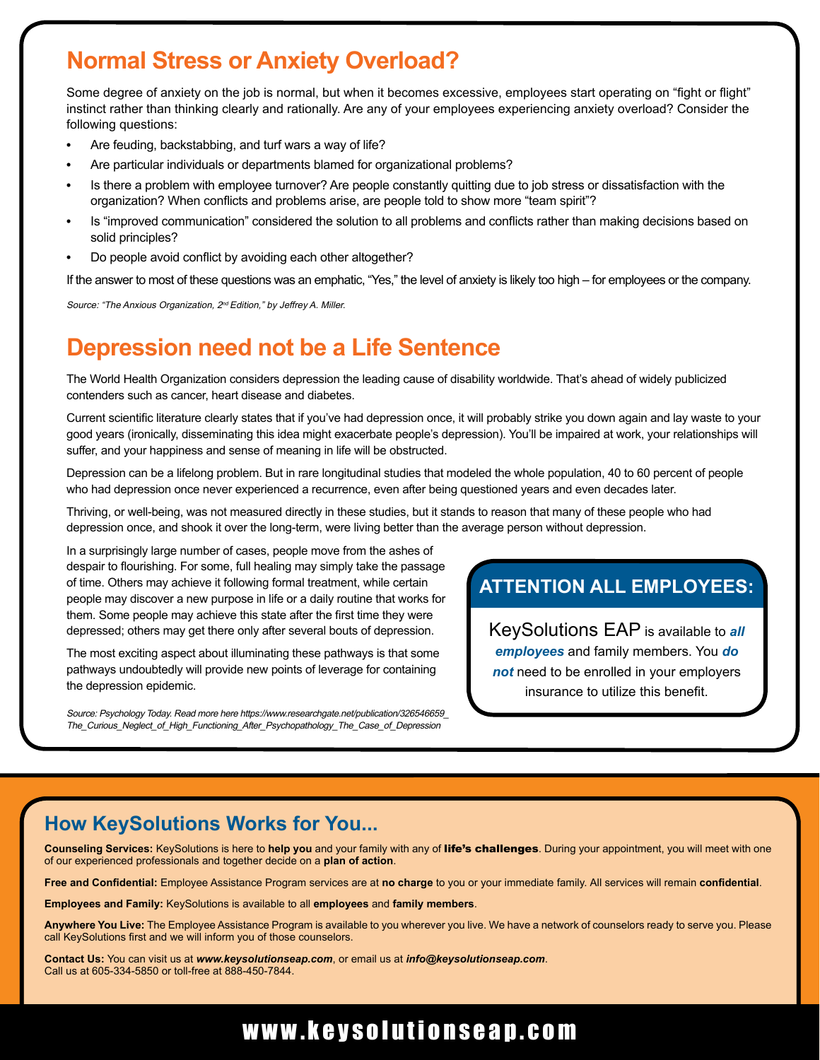## Normal Stress or Anxiety Overload?

Some degree of anxiety on the job is normal, but when it becomes excessive, employees start operating on "fight or flight" instinct rather than thinking clearly and rationally. Are any of your employees experiencing anxiety overload? Consider the following questions:

- Are feuding, backstabbing, and turf wars a way of life?
- Are particular individuals or departments blamed for organizational problems?
- Is there a problem with employee turnover? Are people constantly quitting due to job stress or dissatisfaction with the organization? When conflicts and problems arise, are people told to show more "team spirit"?
- Is "improved communication" considered the solution to all problems and conflicts rather than making decisions based on solid principles?
- Do people avoid conflict by avoiding each other altogether?

If the answer to most of these questions was an emphatic, "Yes," the level of anxiety is likely too high – for employees or the company.

*Source: "The Anxious Organization, 2nd Edition," by Jeffrey A. Miller.*

## Depression need not be a Life Sentence

The World Health Organization considers depression the leading cause of disability worldwide. That's ahead of widely publicized contenders such as cancer, heart disease and diabetes.

Current scientific literature clearly states that if you've had depression once, it will probably strike you down again and lay waste to your good years (ironically, disseminating this idea might exacerbate people's depression). You'll be impaired at work, your relationships will suffer, and your happiness and sense of meaning in life will be obstructed.

Depression can be a lifelong problem. But in rare longitudinal studies that modeled the whole population, 40 to 60 percent of people who had depression once never experienced a recurrence, even after being questioned years and even decades later.

Thriving, or well-being, was not measured directly in these studies, but it stands to reason that many of these people who had depression once, and shook it over the long-term, were living better than the average person without depression.

In a surprisingly large number of cases, people move from the ashes of despair to flourishing. For some, full healing may simply take the passage of time. Others may achieve it following formal treatment, while certain people may discover a new purpose in life or a daily routine that works for them. Some people may achieve this state after the first time they were depressed; others may get there only after several bouts of depression.

The most exciting aspect about illuminating these pathways is that some pathways undoubtedly will provide new points of leverage for containing the depression epidemic.

*Source: Psychology Today. Read more here https://www.researchgate.net/publication/326546659_The_Curious_Neglect_of_High_Functioning_After_Psychopathology_The_Case_of_Depression*

### ATTENTION ALL EMPLOYEES:

KeySolutions EAP is available to ***all employees*** and family members. You ***do not*** need to be enrolled in your employers insurance to utilize this benefit.

## How KeySolutions Works for You...

**Counseling Services:** KeySolutions is here to **help you** and your family with any of **life's challenges**. During your appointment, you will meet with one of our experienced professionals and together decide on a **plan of action**.

**Free and Confidential:** Employee Assistance Program services are at **no charge** to you or your immediate family. All services will remain **confidential**.

**Employees and Family:** KeySolutions is available to all **employees** and **family members**.

**Anywhere You Live:** The Employee Assistance Program is available to you wherever you live. We have a network of counselors ready to serve you. Please call KeySolutions first and we will inform you of those counselors.

**Contact Us:** You can visit us at ***www.keysolutionseap.com***, or email us at ***info@keysolutionseap.com***.
Call us at 605-334-5850 or toll-free at 888-450-7844.

**www.keysolutionseap.com**